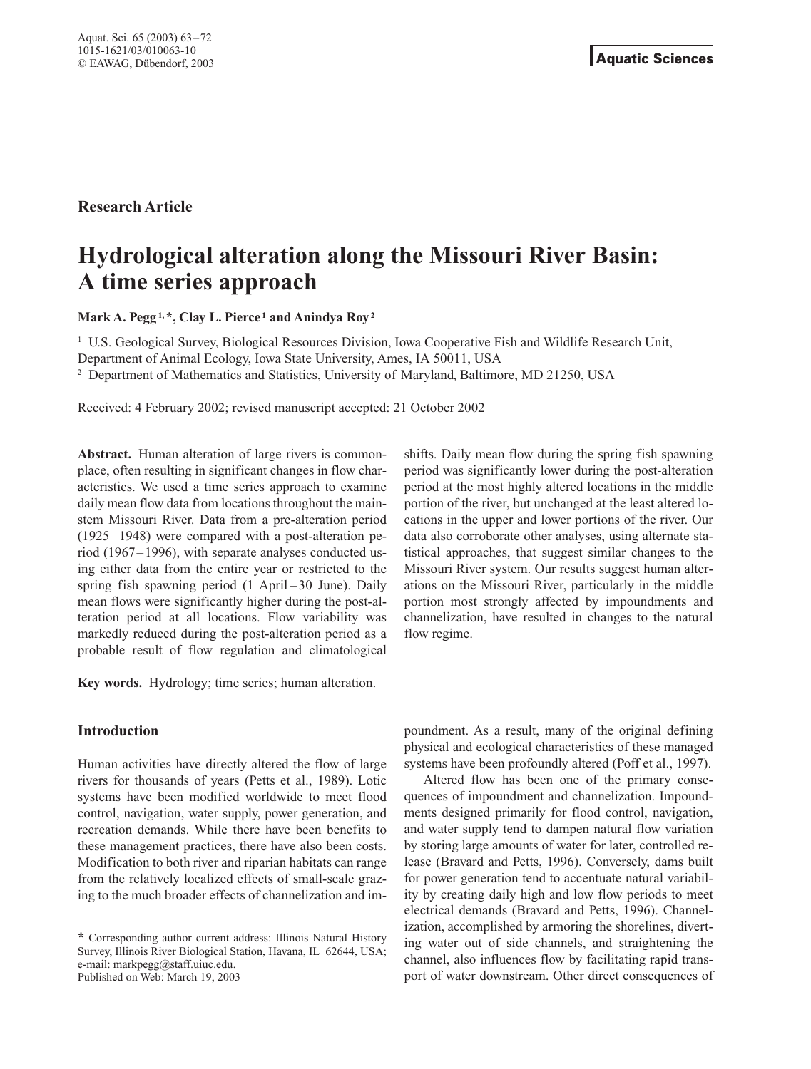**Research Article**

# Hydrological alteration along the Missouri River Basin: A time series approach

**Mark A. Pegg [1,*], Clay L. Pierce [1] and Anindya Roy [2]**

[1] U.S. Geological Survey, Biological Resources Division, Iowa Cooperative Fish and Wildlife Research Unit, Department of Animal Ecology, Iowa State University, Ames, IA 50011, USA

[2] Department of Mathematics and Statistics, University of Maryland, Baltimore, MD 21250, USA

Received: 4 February 2002; revised manuscript accepted: 21 October 2002

**Abstract.** Human alteration of large rivers is commonplace, often resulting in significant changes in flow characteristics. We used a time series approach to examine daily mean flow data from locations throughout the mainstem Missouri River. Data from a pre-alteration period (1925–1948) were compared with a post-alteration period (1967–1996), with separate analyses conducted using either data from the entire year or restricted to the spring fish spawning period (1 April–30 June). Daily mean flows were significantly higher during the post-alteration period at all locations. Flow variability was markedly reduced during the post-alteration period as a probable result of flow regulation and climatological shifts. Daily mean flow during the spring fish spawning period was significantly lower during the post-alteration period at the most highly altered locations in the middle portion of the river, but unchanged at the least altered locations in the upper and lower portions of the river. Our data also corroborate other analyses, using alternate statistical approaches, that suggest similar changes to the Missouri River system. Our results suggest human alterations on the Missouri River, particularly in the middle portion most strongly affected by impoundments and channelization, have resulted in changes to the natural flow regime.

**Key words.** Hydrology; time series; human alteration.

## Introduction

Human activities have directly altered the flow of large rivers for thousands of years (Petts et al., 1989). Lotic systems have been modified worldwide to meet flood control, navigation, water supply, power generation, and recreation demands. While there have been benefits to these management practices, there have also been costs. Modification to both river and riparian habitats can range from the relatively localized effects of small-scale grazing to the much broader effects of channelization and impoundment. As a result, many of the original defining physical and ecological characteristics of these managed systems have been profoundly altered (Poff et al., 1997).

Altered flow has been one of the primary consequences of impoundment and channelization. Impoundments designed primarily for flood control, navigation, and water supply tend to dampen natural flow variation by storing large amounts of water for later, controlled release (Bravard and Petts, 1996). Conversely, dams built for power generation tend to accentuate natural variability by creating daily high and low flow periods to meet electrical demands (Bravard and Petts, 1996). Channelization, accomplished by armoring the shorelines, diverting water out of side channels, and straightening the channel, also influences flow by facilitating rapid transport of water downstream. Other direct consequences of

* Corresponding author current address: Illinois Natural History Survey, Illinois River Biological Station, Havana, IL 62644, USA; e-mail: markpegg@staff.uiuc.edu.
Published on Web: March 19, 2003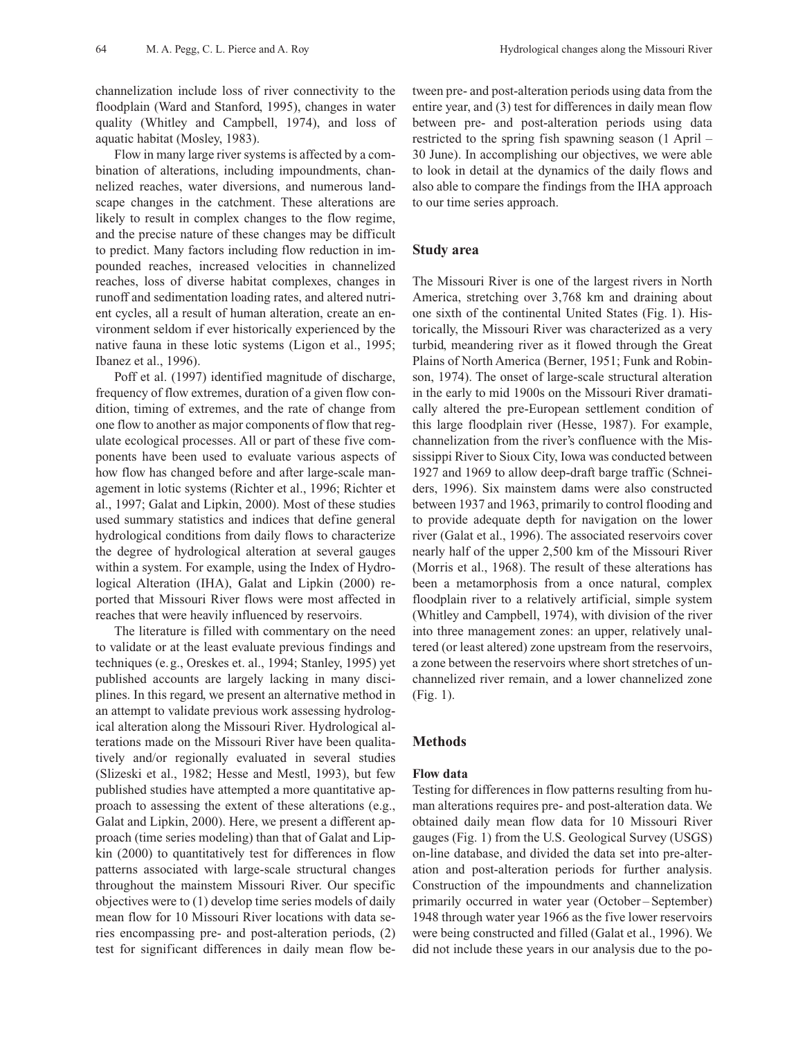channelization include loss of river connectivity to the floodplain (Ward and Stanford, 1995), changes in water quality (Whitley and Campbell, 1974), and loss of aquatic habitat (Mosley, 1983).

Flow in many large river systems is affected by a combination of alterations, including impoundments, channelized reaches, water diversions, and numerous landscape changes in the catchment. These alterations are likely to result in complex changes to the flow regime, and the precise nature of these changes may be difficult to predict. Many factors including flow reduction in impounded reaches, increased velocities in channelized reaches, loss of diverse habitat complexes, changes in runoff and sedimentation loading rates, and altered nutrient cycles, all a result of human alteration, create an environment seldom if ever historically experienced by the native fauna in these lotic systems (Ligon et al., 1995; Ibanez et al., 1996).

Poff et al. (1997) identified magnitude of discharge, frequency of flow extremes, duration of a given flow condition, timing of extremes, and the rate of change from one flow to another as major components of flow that regulate ecological processes. All or part of these five components have been used to evaluate various aspects of how flow has changed before and after large-scale management in lotic systems (Richter et al., 1996; Richter et al., 1997; Galat and Lipkin, 2000). Most of these studies used summary statistics and indices that define general hydrological conditions from daily flows to characterize the degree of hydrological alteration at several gauges within a system. For example, using the Index of Hydrological Alteration (IHA), Galat and Lipkin (2000) reported that Missouri River flows were most affected in reaches that were heavily influenced by reservoirs.

The literature is filled with commentary on the need to validate or at the least evaluate previous findings and techniques (e.g., Oreskes et. al., 1994; Stanley, 1995) yet published accounts are largely lacking in many disciplines. In this regard, we present an alternative method in an attempt to validate previous work assessing hydrological alteration along the Missouri River. Hydrological alterations made on the Missouri River have been qualitatively and/or regionally evaluated in several studies (Slizeski et al., 1982; Hesse and Mestl, 1993), but few published studies have attempted a more quantitative approach to assessing the extent of these alterations (e.g., Galat and Lipkin, 2000). Here, we present a different approach (time series modeling) than that of Galat and Lipkin (2000) to quantitatively test for differences in flow patterns associated with large-scale structural changes throughout the mainstem Missouri River. Our specific objectives were to (1) develop time series models of daily mean flow for 10 Missouri River locations with data series encompassing pre- and post-alteration periods, (2) test for significant differences in daily mean flow between pre- and post-alteration periods using data from the entire year, and (3) test for differences in daily mean flow between pre- and post-alteration periods using data restricted to the spring fish spawning season (1 April – 30 June). In accomplishing our objectives, we were able to look in detail at the dynamics of the daily flows and also able to compare the findings from the IHA approach to our time series approach.

## Study area

The Missouri River is one of the largest rivers in North America, stretching over 3,768 km and draining about one sixth of the continental United States (Fig. 1). Historically, the Missouri River was characterized as a very turbid, meandering river as it flowed through the Great Plains of North America (Berner, 1951; Funk and Robinson, 1974). The onset of large-scale structural alteration in the early to mid 1900s on the Missouri River dramatically altered the pre-European settlement condition of this large floodplain river (Hesse, 1987). For example, channelization from the river's confluence with the Mississippi River to Sioux City, Iowa was conducted between 1927 and 1969 to allow deep-draft barge traffic (Schneiders, 1996). Six mainstem dams were also constructed between 1937 and 1963, primarily to control flooding and to provide adequate depth for navigation on the lower river (Galat et al., 1996). The associated reservoirs cover nearly half of the upper 2,500 km of the Missouri River (Morris et al., 1968). The result of these alterations has been a metamorphosis from a once natural, complex floodplain river to a relatively artificial, simple system (Whitley and Campbell, 1974), with division of the river into three management zones: an upper, relatively unaltered (or least altered) zone upstream from the reservoirs, a zone between the reservoirs where short stretches of unchannelized river remain, and a lower channelized zone (Fig. 1).

## Methods

### Flow data

Testing for differences in flow patterns resulting from human alterations requires pre- and post-alteration data. We obtained daily mean flow data for 10 Missouri River gauges (Fig. 1) from the U.S. Geological Survey (USGS) on-line database, and divided the data set into pre-alteration and post-alteration periods for further analysis. Construction of the impoundments and channelization primarily occurred in water year (October – September) 1948 through water year 1966 as the five lower reservoirs were being constructed and filled (Galat et al., 1996). We did not include these years in our analysis due to the po-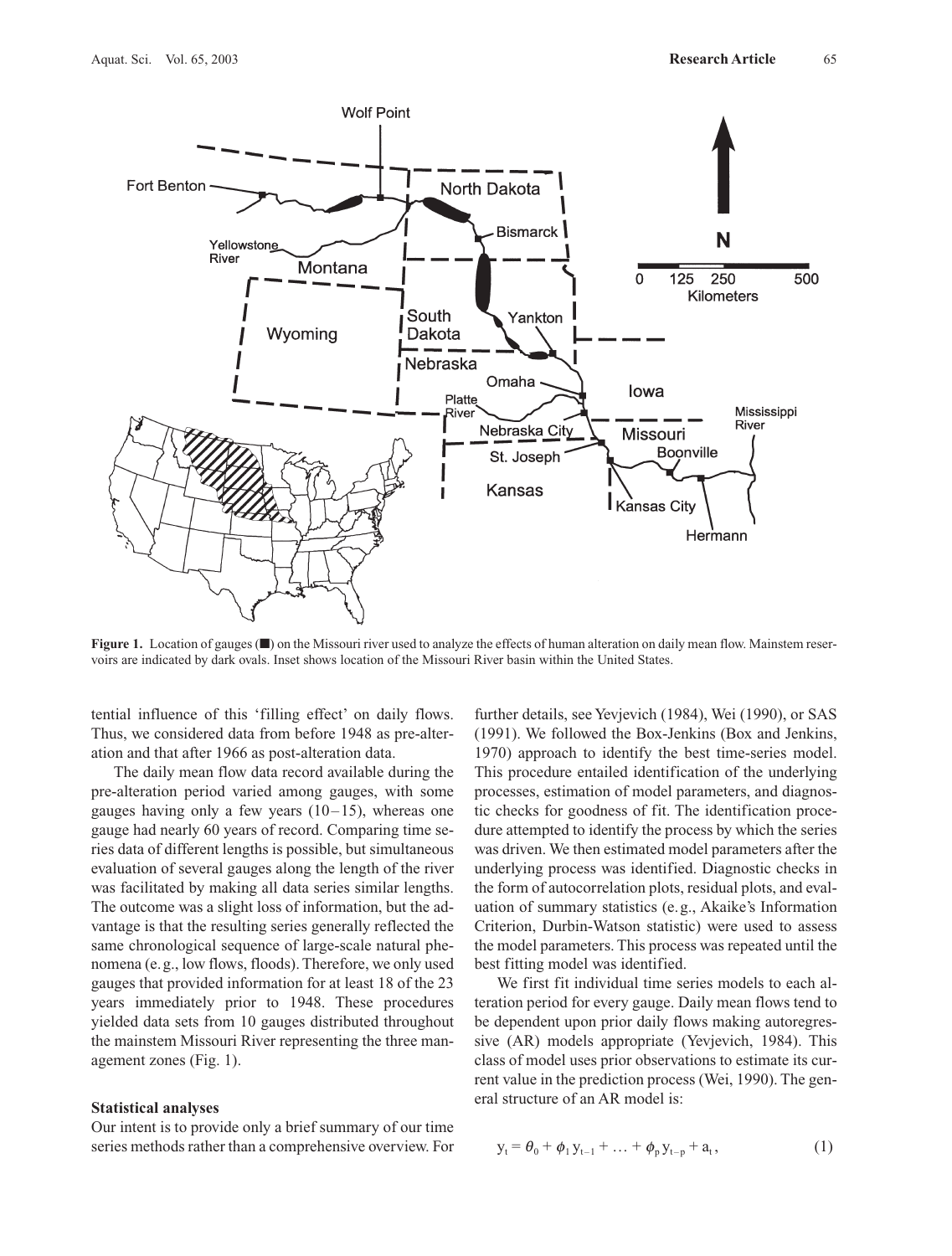**Figure 1.** Location of gauges (■) on the Missouri river used to analyze the effects of human alteration on daily mean flow. Mainstem reservoirs are indicated by dark ovals. Inset shows location of the Missouri River basin within the United States.

tential influence of this 'filling effect' on daily flows. Thus, we considered data from before 1948 as pre-alteration and that after 1966 as post-alteration data.

The daily mean flow data record available during the pre-alteration period varied among gauges, with some gauges having only a few years (10–15), whereas one gauge had nearly 60 years of record. Comparing time series data of different lengths is possible, but simultaneous evaluation of several gauges along the length of the river was facilitated by making all data series similar lengths. The outcome was a slight loss of information, but the advantage is that the resulting series generally reflected the same chronological sequence of large-scale natural phenomena (e.g., low flows, floods). Therefore, we only used gauges that provided information for at least 18 of the 23 years immediately prior to 1948. These procedures yielded data sets from 10 gauges distributed throughout the mainstem Missouri River representing the three management zones (Fig. 1).

### Statistical analyses

Our intent is to provide only a brief summary of our time series methods rather than a comprehensive overview. For further details, see Yevjevich (1984), Wei (1990), or SAS (1991). We followed the Box-Jenkins (Box and Jenkins, 1970) approach to identify the best time-series model. This procedure entailed identification of the underlying processes, estimation of model parameters, and diagnostic checks for goodness of fit. The identification procedure attempted to identify the process by which the series was driven. We then estimated model parameters after the underlying process was identified. Diagnostic checks in the form of autocorrelation plots, residual plots, and evaluation of summary statistics (e.g., Akaike's Information Criterion, Durbin-Watson statistic) were used to assess the model parameters. This process was repeated until the best fitting model was identified.

We first fit individual time series models to each alteration period for every gauge. Daily mean flows tend to be dependent upon prior daily flows making autoregressive (AR) models appropriate (Yevjevich, 1984). This class of model uses prior observations to estimate its current value in the prediction process (Wei, 1990). The general structure of an AR model is:

$$y_t = \theta_0 + \phi_1 y_{t-1} + \ldots + \phi_p y_{t-p} + a_t, \qquad (1)$$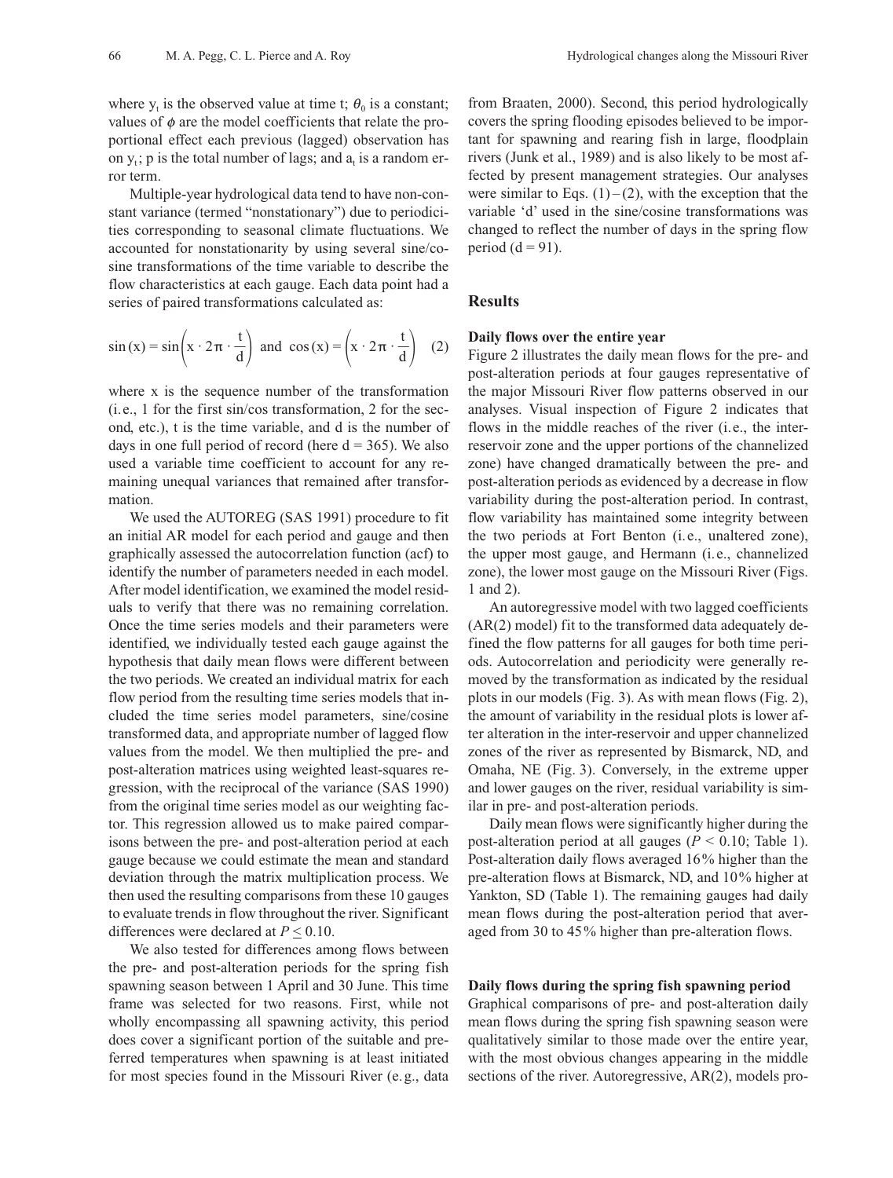where $y_t$ is the observed value at time t; $\theta_0$ is a constant; values of $\phi$ are the model coefficients that relate the proportional effect each previous (lagged) observation has on $y_t$; p is the total number of lags; and $a_t$ is a random error term.

Multiple-year hydrological data tend to have non-constant variance (termed "nonstationary") due to periodicities corresponding to seasonal climate fluctuations. We accounted for nonstationarity by using several sine/cosine transformations of the time variable to describe the flow characteristics at each gauge. Each data point had a series of paired transformations calculated as:

$$\sin(x) = \sin\left(x \cdot 2\pi \cdot \frac{t}{d}\right) \text{ and } \cos(x) = \left(x \cdot 2\pi \cdot \frac{t}{d}\right) \quad (2)$$

where x is the sequence number of the transformation (i.e., 1 for the first sin/cos transformation, 2 for the second, etc.), t is the time variable, and d is the number of days in one full period of record (here d = 365). We also used a variable time coefficient to account for any remaining unequal variances that remained after transformation.

We used the AUTOREG (SAS 1991) procedure to fit an initial AR model for each period and gauge and then graphically assessed the autocorrelation function (acf) to identify the number of parameters needed in each model. After model identification, we examined the model residuals to verify that there was no remaining correlation. Once the time series models and their parameters were identified, we individually tested each gauge against the hypothesis that daily mean flows were different between the two periods. We created an individual matrix for each flow period from the resulting time series models that included the time series model parameters, sine/cosine transformed data, and appropriate number of lagged flow values from the model. We then multiplied the pre- and post-alteration matrices using weighted least-squares regression, with the reciprocal of the variance (SAS 1990) from the original time series model as our weighting factor. This regression allowed us to make paired comparisons between the pre- and post-alteration period at each gauge because we could estimate the mean and standard deviation through the matrix multiplication process. We then used the resulting comparisons from these 10 gauges to evaluate trends in flow throughout the river. Significant differences were declared at $P \leq 0.10$.

We also tested for differences among flows between the pre- and post-alteration periods for the spring fish spawning season between 1 April and 30 June. This time frame was selected for two reasons. First, while not wholly encompassing all spawning activity, this period does cover a significant portion of the suitable and preferred temperatures when spawning is at least initiated for most species found in the Missouri River (e.g., data from Braaten, 2000). Second, this period hydrologically covers the spring flooding episodes believed to be important for spawning and rearing fish in large, floodplain rivers (Junk et al., 1989) and is also likely to be most affected by present management strategies. Our analyses were similar to Eqs. (1)–(2), with the exception that the variable 'd' used in the sine/cosine transformations was changed to reflect the number of days in the spring flow period (d = 91).

## Results

### Daily flows over the entire year

Figure 2 illustrates the daily mean flows for the pre- and post-alteration periods at four gauges representative of the major Missouri River flow patterns observed in our analyses. Visual inspection of Figure 2 indicates that flows in the middle reaches of the river (i.e., the inter-reservoir zone and the upper portions of the channelized zone) have changed dramatically between the pre- and post-alteration periods as evidenced by a decrease in flow variability during the post-alteration period. In contrast, flow variability has maintained some integrity between the two periods at Fort Benton (i.e., unaltered zone), the upper most gauge, and Hermann (i.e., channelized zone), the lower most gauge on the Missouri River (Figs. 1 and 2).

An autoregressive model with two lagged coefficients (AR(2) model) fit to the transformed data adequately defined the flow patterns for all gauges for both time periods. Autocorrelation and periodicity were generally removed by the transformation as indicated by the residual plots in our models (Fig. 3). As with mean flows (Fig. 2), the amount of variability in the residual plots is lower after alteration in the inter-reservoir and upper channelized zones of the river as represented by Bismarck, ND, and Omaha, NE (Fig. 3). Conversely, in the extreme upper and lower gauges on the river, residual variability is similar in pre- and post-alteration periods.

Daily mean flows were significantly higher during the post-alteration period at all gauges ($P < 0.10$; Table 1). Post-alteration daily flows averaged 16% higher than the pre-alteration flows at Bismarck, ND, and 10% higher at Yankton, SD (Table 1). The remaining gauges had daily mean flows during the post-alteration period that averaged from 30 to 45% higher than pre-alteration flows.

### Daily flows during the spring fish spawning period

Graphical comparisons of pre- and post-alteration daily mean flows during the spring fish spawning season were qualitatively similar to those made over the entire year, with the most obvious changes appearing in the middle sections of the river. Autoregressive, AR(2), models pro-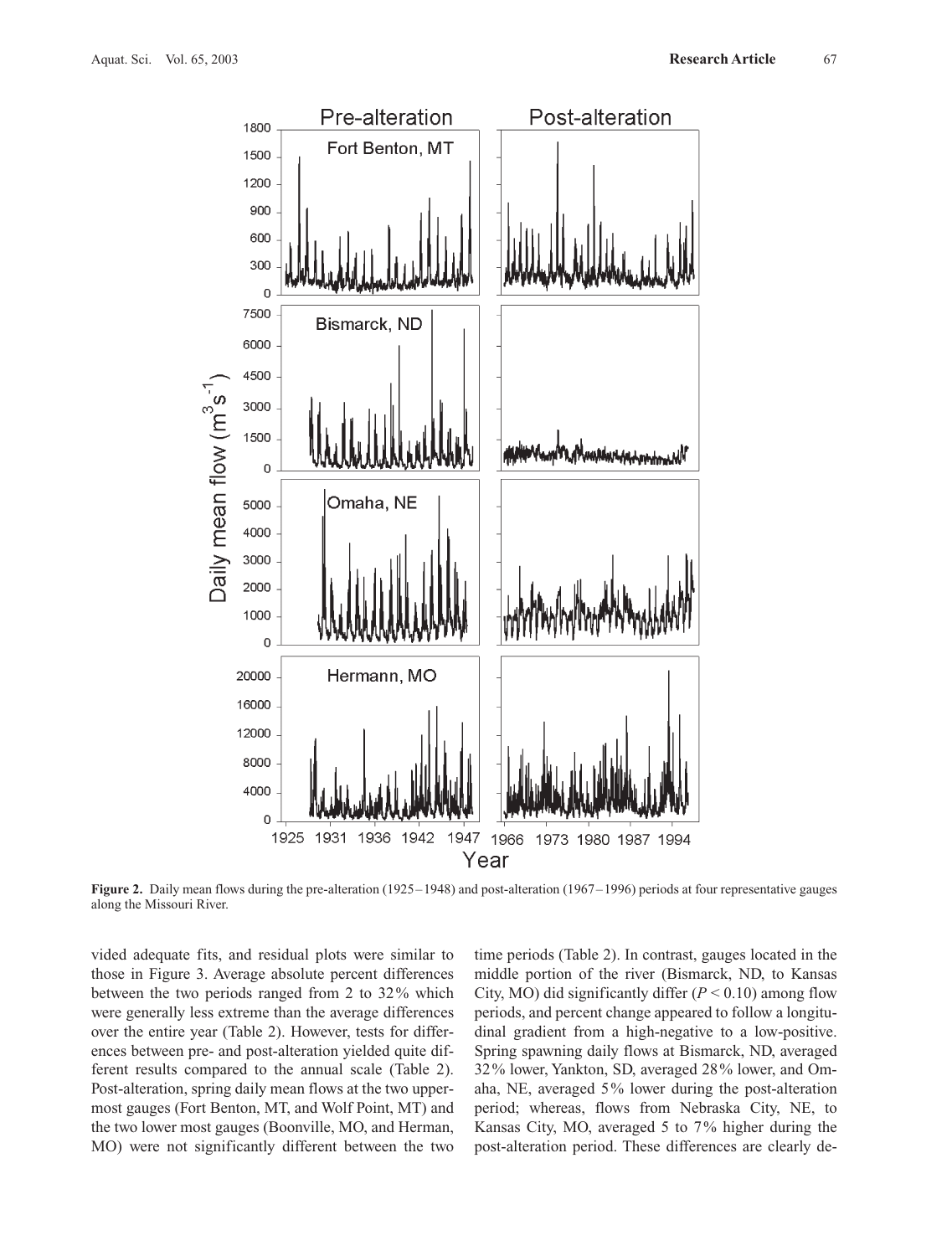**Figure 2.** Daily mean flows during the pre-alteration (1925–1948) and post-alteration (1967–1996) periods at four representative gauges along the Missouri River.

vided adequate fits, and residual plots were similar to those in Figure 3. Average absolute percent differences between the two periods ranged from 2 to 32% which were generally less extreme than the average differences over the entire year (Table 2). However, tests for differences between pre- and post-alteration yielded quite different results compared to the annual scale (Table 2). Post-alteration, spring daily mean flows at the two uppermost gauges (Fort Benton, MT, and Wolf Point, MT) and the two lower most gauges (Boonville, MO, and Herman, MO) were not significantly different between the two time periods (Table 2). In contrast, gauges located in the middle portion of the river (Bismarck, ND, to Kansas City, MO) did significantly differ ($P < 0.10$) among flow periods, and percent change appeared to follow a longitudinal gradient from a high-negative to a low-positive. Spring spawning daily flows at Bismarck, ND, averaged 32% lower, Yankton, SD, averaged 28% lower, and Omaha, NE, averaged 5% lower during the post-alteration period; whereas, flows from Nebraska City, NE, to Kansas City, MO, averaged 5 to 7% higher during the post-alteration period. These differences are clearly de-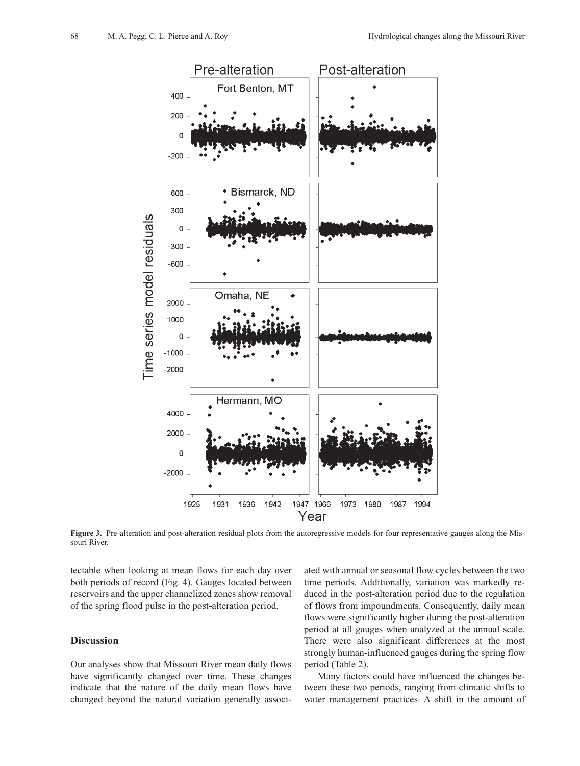**Figure 3.** Pre-alteration and post-alteration residual plots from the autoregressive models for four representative gauges along the Missouri River.

tectable when looking at mean flows for each day over both periods of record (Fig. 4). Gauges located between reservoirs and the upper channelized zones show removal of the spring flood pulse in the post-alteration period.

## Discussion

Our analyses show that Missouri River mean daily flows have significantly changed over time. These changes indicate that the nature of the daily mean flows have changed beyond the natural variation generally associated with annual or seasonal flow cycles between the two time periods. Additionally, variation was markedly reduced in the post-alteration period due to the regulation of flows from impoundments. Consequently, daily mean flows were significantly higher during the post-alteration period at all gauges when analyzed at the annual scale. There were also significant differences at the most strongly human-influenced gauges during the spring flow period (Table 2).

Many factors could have influenced the changes between these two periods, ranging from climatic shifts to water management practices. A shift in the amount of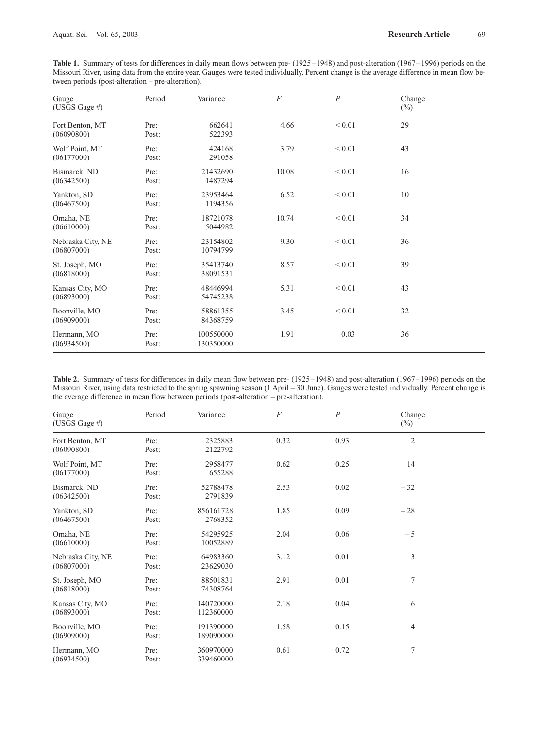**Table 1.** Summary of tests for differences in daily mean flows between pre- (1925–1948) and post-alteration (1967–1996) periods on the Missouri River, using data from the entire year. Gauges were tested individually. Percent change is the average difference in mean flow between periods (post-alteration – pre-alteration).

| Gauge (USGS Gage #) | Period | Variance | $F$ | $P$ | Change (%) |
|---|---|---|---|---|---|
| Fort Benton, MT (06090800) | Pre:<br>Post: | 662641<br>522393 | 4.66 | < 0.01 | 29 |
| Wolf Point, MT (06177000) | Pre:<br>Post: | 424168<br>291058 | 3.79 | < 0.01 | 43 |
| Bismarck, ND (06342500) | Pre:<br>Post: | 21432690<br>1487294 | 10.08 | < 0.01 | 16 |
| Yankton, SD (06467500) | Pre:<br>Post: | 23953464<br>1194356 | 6.52 | < 0.01 | 10 |
| Omaha, NE (06610000) | Pre:<br>Post: | 18721078<br>5044982 | 10.74 | < 0.01 | 34 |
| Nebraska City, NE (06807000) | Pre:<br>Post: | 23154802<br>10794799 | 9.30 | < 0.01 | 36 |
| St. Joseph, MO (06818000) | Pre:<br>Post: | 35413740<br>38091531 | 8.57 | < 0.01 | 39 |
| Kansas City, MO (06893000) | Pre:<br>Post: | 48446994<br>54745238 | 5.31 | < 0.01 | 43 |
| Boonville, MO (06909000) | Pre:<br>Post: | 58861355<br>84368759 | 3.45 | < 0.01 | 32 |
| Hermann, MO (06934500) | Pre:<br>Post: | 100550000<br>130350000 | 1.91 | 0.03 | 36 |

**Table 2.** Summary of tests for differences in daily mean flow between pre- (1925–1948) and post-alteration (1967–1996) periods on the Missouri River, using data restricted to the spring spawning season (1 April – 30 June). Gauges were tested individually. Percent change is the average difference in mean flow between periods (post-alteration – pre-alteration).

| Gauge (USGS Gage #) | Period | Variance | $F$ | $P$ | Change (%) |
|---|---|---|---|---|---|
| Fort Benton, MT (06090800) | Pre:<br>Post: | 2325883<br>2122792 | 0.32 | 0.93 | 2 |
| Wolf Point, MT (06177000) | Pre:<br>Post: | 2958477<br>655288 | 0.62 | 0.25 | 14 |
| Bismarck, ND (06342500) | Pre:<br>Post: | 52788478<br>2791839 | 2.53 | 0.02 | – 32 |
| Yankton, SD (06467500) | Pre:<br>Post: | 856161728<br>2768352 | 1.85 | 0.09 | – 28 |
| Omaha, NE (06610000) | Pre:<br>Post: | 54295925<br>10052889 | 2.04 | 0.06 | – 5 |
| Nebraska City, NE (06807000) | Pre:<br>Post: | 64983360<br>23629030 | 3.12 | 0.01 | 3 |
| St. Joseph, MO (06818000) | Pre:<br>Post: | 88501831<br>74308764 | 2.91 | 0.01 | 7 |
| Kansas City, MO (06893000) | Pre:<br>Post: | 140720000<br>112360000 | 2.18 | 0.04 | 6 |
| Boonville, MO (06909000) | Pre:<br>Post: | 191390000<br>189090000 | 1.58 | 0.15 | 4 |
| Hermann, MO (06934500) | Pre:<br>Post: | 360970000<br>339460000 | 0.61 | 0.72 | 7 |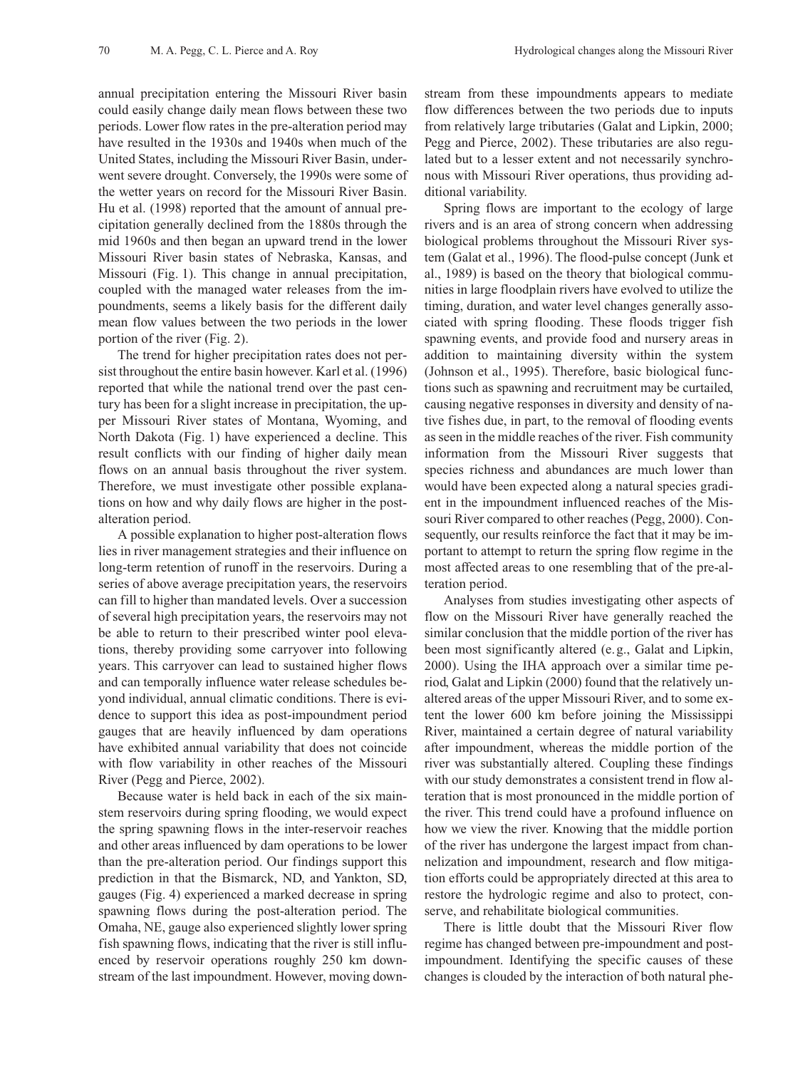annual precipitation entering the Missouri River basin could easily change daily mean flows between these two periods. Lower flow rates in the pre-alteration period may have resulted in the 1930s and 1940s when much of the United States, including the Missouri River Basin, underwent severe drought. Conversely, the 1990s were some of the wetter years on record for the Missouri River Basin. Hu et al. (1998) reported that the amount of annual precipitation generally declined from the 1880s through the mid 1960s and then began an upward trend in the lower Missouri River basin states of Nebraska, Kansas, and Missouri (Fig. 1). This change in annual precipitation, coupled with the managed water releases from the impoundments, seems a likely basis for the different daily mean flow values between the two periods in the lower portion of the river (Fig. 2).

The trend for higher precipitation rates does not persist throughout the entire basin however. Karl et al. (1996) reported that while the national trend over the past century has been for a slight increase in precipitation, the upper Missouri River states of Montana, Wyoming, and North Dakota (Fig. 1) have experienced a decline. This result conflicts with our finding of higher daily mean flows on an annual basis throughout the river system. Therefore, we must investigate other possible explanations on how and why daily flows are higher in the post-alteration period.

A possible explanation to higher post-alteration flows lies in river management strategies and their influence on long-term retention of runoff in the reservoirs. During a series of above average precipitation years, the reservoirs can fill to higher than mandated levels. Over a succession of several high precipitation years, the reservoirs may not be able to return to their prescribed winter pool elevations, thereby providing some carryover into following years. This carryover can lead to sustained higher flows and can temporally influence water release schedules beyond individual, annual climatic conditions. There is evidence to support this idea as post-impoundment period gauges that are heavily influenced by dam operations have exhibited annual variability that does not coincide with flow variability in other reaches of the Missouri River (Pegg and Pierce, 2002).

Because water is held back in each of the six mainstem reservoirs during spring flooding, we would expect the spring spawning flows in the inter-reservoir reaches and other areas influenced by dam operations to be lower than the pre-alteration period. Our findings support this prediction in that the Bismarck, ND, and Yankton, SD, gauges (Fig. 4) experienced a marked decrease in spring spawning flows during the post-alteration period. The Omaha, NE, gauge also experienced slightly lower spring fish spawning flows, indicating that the river is still influenced by reservoir operations roughly 250 km downstream of the last impoundment. However, moving downstream from these impoundments appears to mediate flow differences between the two periods due to inputs from relatively large tributaries (Galat and Lipkin, 2000; Pegg and Pierce, 2002). These tributaries are also regulated but to a lesser extent and not necessarily synchronous with Missouri River operations, thus providing additional variability.

Spring flows are important to the ecology of large rivers and is an area of strong concern when addressing biological problems throughout the Missouri River system (Galat et al., 1996). The flood-pulse concept (Junk et al., 1989) is based on the theory that biological communities in large floodplain rivers have evolved to utilize the timing, duration, and water level changes generally associated with spring flooding. These floods trigger fish spawning events, and provide food and nursery areas in addition to maintaining diversity within the system (Johnson et al., 1995). Therefore, basic biological functions such as spawning and recruitment may be curtailed, causing negative responses in diversity and density of native fishes due, in part, to the removal of flooding events as seen in the middle reaches of the river. Fish community information from the Missouri River suggests that species richness and abundances are much lower than would have been expected along a natural species gradient in the impoundment influenced reaches of the Missouri River compared to other reaches (Pegg, 2000). Consequently, our results reinforce the fact that it may be important to attempt to return the spring flow regime in the most affected areas to one resembling that of the pre-alteration period.

Analyses from studies investigating other aspects of flow on the Missouri River have generally reached the similar conclusion that the middle portion of the river has been most significantly altered (e.g., Galat and Lipkin, 2000). Using the IHA approach over a similar time period, Galat and Lipkin (2000) found that the relatively unaltered areas of the upper Missouri River, and to some extent the lower 600 km before joining the Mississippi River, maintained a certain degree of natural variability after impoundment, whereas the middle portion of the river was substantially altered. Coupling these findings with our study demonstrates a consistent trend in flow alteration that is most pronounced in the middle portion of the river. This trend could have a profound influence on how we view the river. Knowing that the middle portion of the river has undergone the largest impact from channelization and impoundment, research and flow mitigation efforts could be appropriately directed at this area to restore the hydrologic regime and also to protect, conserve, and rehabilitate biological communities.

There is little doubt that the Missouri River flow regime has changed between pre-impoundment and post-impoundment. Identifying the specific causes of these changes is clouded by the interaction of both natural phe-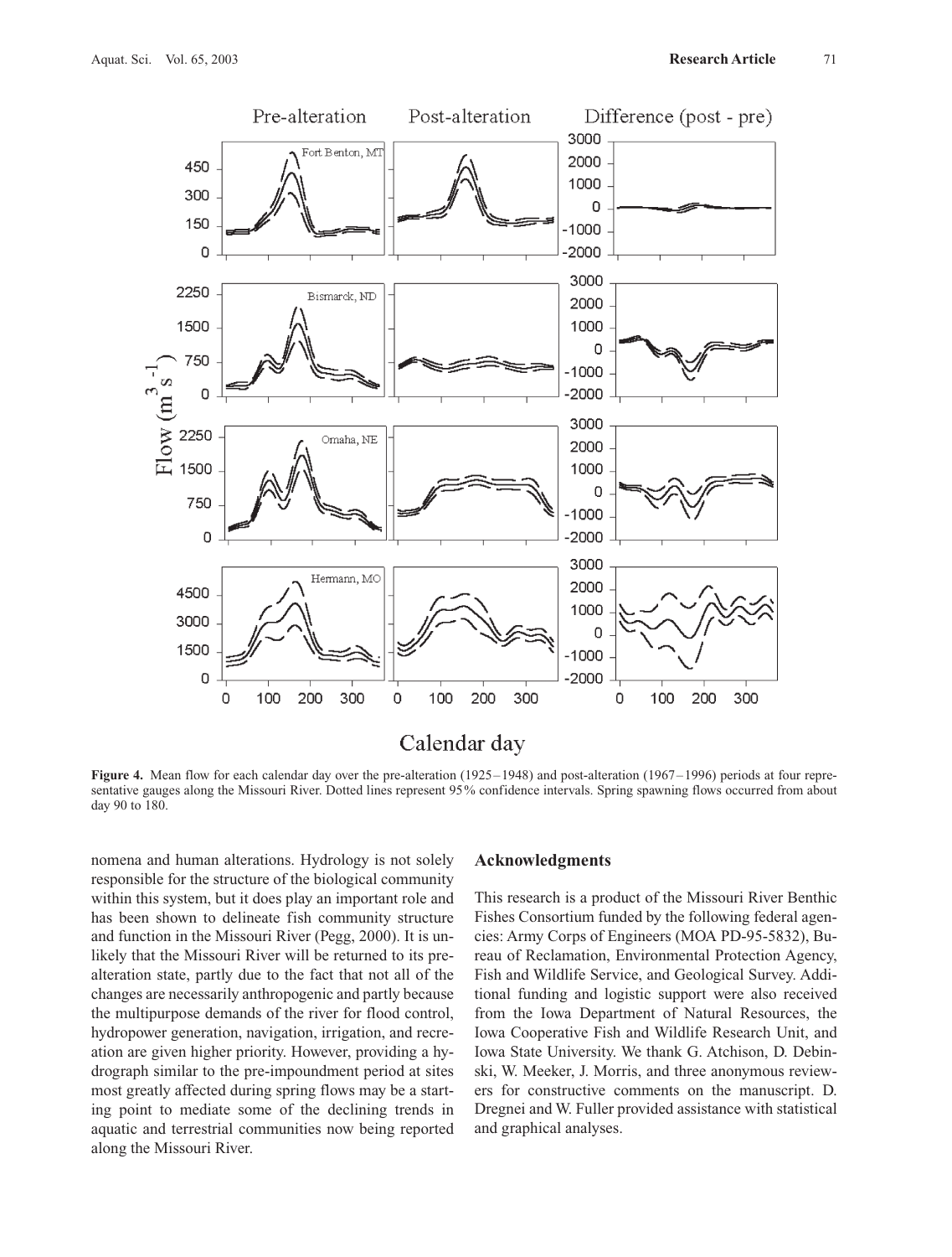**Figure 4.** Mean flow for each calendar day over the pre-alteration (1925–1948) and post-alteration (1967–1996) periods at four representative gauges along the Missouri River. Dotted lines represent 95% confidence intervals. Spring spawning flows occurred from about day 90 to 180.

nomena and human alterations. Hydrology is not solely responsible for the structure of the biological community within this system, but it does play an important role and has been shown to delineate fish community structure and function in the Missouri River (Pegg, 2000). It is unlikely that the Missouri River will be returned to its pre-alteration state, partly due to the fact that not all of the changes are necessarily anthropogenic and partly because the multipurpose demands of the river for flood control, hydropower generation, navigation, irrigation, and recreation are given higher priority. However, providing a hydrograph similar to the pre-impoundment period at sites most greatly affected during spring flows may be a starting point to mediate some of the declining trends in aquatic and terrestrial communities now being reported along the Missouri River.

## Acknowledgments

This research is a product of the Missouri River Benthic Fishes Consortium funded by the following federal agencies: Army Corps of Engineers (MOA PD-95-5832), Bureau of Reclamation, Environmental Protection Agency, Fish and Wildlife Service, and Geological Survey. Additional funding and logistic support were also received from the Iowa Department of Natural Resources, the Iowa Cooperative Fish and Wildlife Research Unit, and Iowa State University. We thank G. Atchison, D. Debinski, W. Meeker, J. Morris, and three anonymous reviewers for constructive comments on the manuscript. D. Dregnei and W. Fuller provided assistance with statistical and graphical analyses.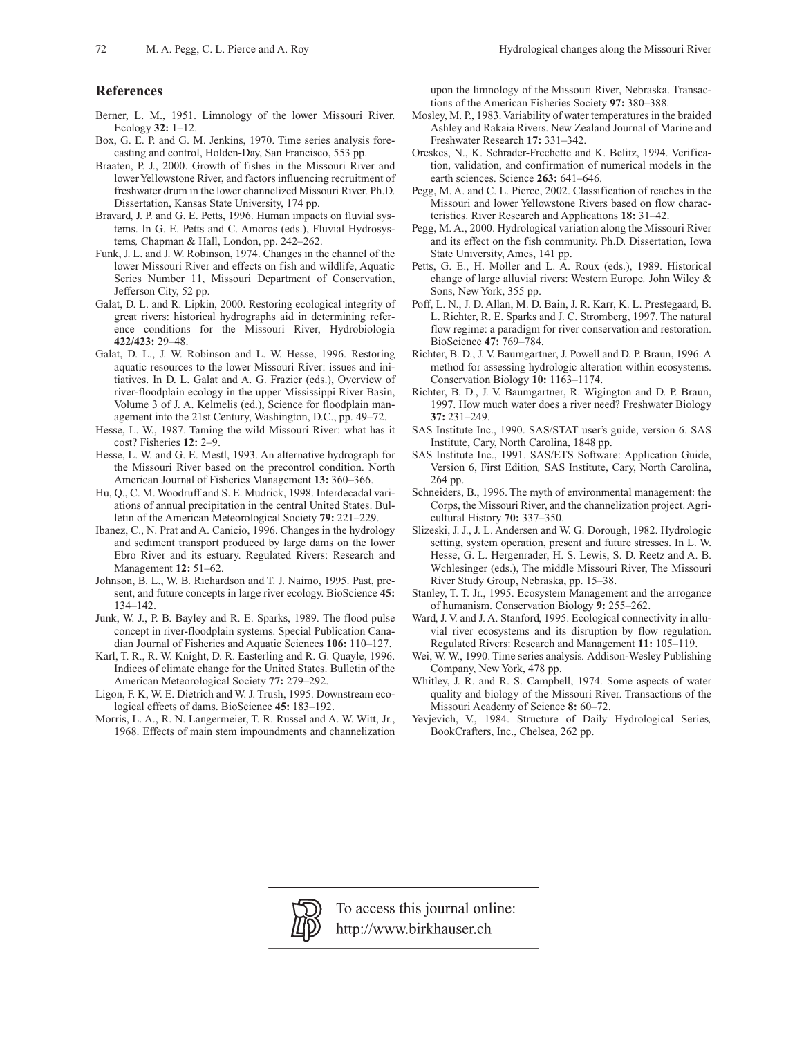## References

Berner, L. M., 1951. Limnology of the lower Missouri River. Ecology **32:** 1–12.

Box, G. E. P. and G. M. Jenkins, 1970. Time series analysis forecasting and control, Holden-Day, San Francisco, 553 pp.

Braaten, P. J., 2000. Growth of fishes in the Missouri River and lower Yellowstone River, and factors influencing recruitment of freshwater drum in the lower channelized Missouri River. Ph.D. Dissertation, Kansas State University, 174 pp.

Bravard, J. P. and G. E. Petts, 1996. Human impacts on fluvial systems. In G. E. Petts and C. Amoros (eds.), Fluvial Hydrosystems, Chapman & Hall, London, pp. 242–262.

Funk, J. L. and J. W. Robinson, 1974. Changes in the channel of the lower Missouri River and effects on fish and wildlife, Aquatic Series Number 11, Missouri Department of Conservation, Jefferson City, 52 pp.

Galat, D. L. and R. Lipkin, 2000. Restoring ecological integrity of great rivers: historical hydrographs aid in determining reference conditions for the Missouri River, Hydrobiologia **422/423:** 29–48.

Galat, D. L., J. W. Robinson and L. W. Hesse, 1996. Restoring aquatic resources to the lower Missouri River: issues and initiatives. In D. L. Galat and A. G. Frazier (eds.), Overview of river-floodplain ecology in the upper Mississippi River Basin, Volume 3 of J. A. Kelmelis (ed.), Science for floodplain management into the 21st Century, Washington, D.C., pp. 49–72.

Hesse, L. W., 1987. Taming the wild Missouri River: what has it cost? Fisheries **12:** 2–9.

Hesse, L. W. and G. E. Mestl, 1993. An alternative hydrograph for the Missouri River based on the precontrol condition. North American Journal of Fisheries Management **13:** 360–366.

Hu, Q., C. M. Woodruff and S. E. Mudrick, 1998. Interdecadal variations of annual precipitation in the central United States. Bulletin of the American Meteorological Society **79:** 221–229.

Ibanez, C., N. Prat and A. Canicio, 1996. Changes in the hydrology and sediment transport produced by large dams on the lower Ebro River and its estuary. Regulated Rivers: Research and Management **12:** 51–62.

Johnson, B. L., W. B. Richardson and T. J. Naimo, 1995. Past, present, and future concepts in large river ecology. BioScience **45:** 134–142.

Junk, W. J., P. B. Bayley and R. E. Sparks, 1989. The flood pulse concept in river-floodplain systems. Special Publication Canadian Journal of Fisheries and Aquatic Sciences **106:** 110–127.

Karl, T. R., R. W. Knight, D. R. Easterling and R. G. Quayle, 1996. Indices of climate change for the United States. Bulletin of the American Meteorological Society **77:** 279–292.

Ligon, F. K, W. E. Dietrich and W. J. Trush, 1995. Downstream ecological effects of dams. BioScience **45:** 183–192.

Morris, L. A., R. N. Langermeier, T. R. Russel and A. W. Witt, Jr., 1968. Effects of main stem impoundments and channelization upon the limnology of the Missouri River, Nebraska. Transactions of the American Fisheries Society **97:** 380–388.

Mosley, M. P., 1983. Variability of water temperatures in the braided Ashley and Rakaia Rivers. New Zealand Journal of Marine and Freshwater Research **17:** 331–342.

Oreskes, N., K. Schrader-Frechette and K. Belitz, 1994. Verification, validation, and confirmation of numerical models in the earth sciences. Science **263:** 641–646.

Pegg, M. A. and C. L. Pierce, 2002. Classification of reaches in the Missouri and lower Yellowstone Rivers based on flow characteristics. River Research and Applications **18:** 31–42.

Pegg, M. A., 2000. Hydrological variation along the Missouri River and its effect on the fish community. Ph.D. Dissertation, Iowa State University, Ames, 141 pp.

Petts, G. E., H. Moller and L. A. Roux (eds.), 1989. Historical change of large alluvial rivers: Western Europe, John Wiley & Sons, New York, 355 pp.

Poff, L. N., J. D. Allan, M. D. Bain, J. R. Karr, K. L. Prestegaard, B. L. Richter, R. E. Sparks and J. C. Stromberg, 1997. The natural flow regime: a paradigm for river conservation and restoration. BioScience **47:** 769–784.

Richter, B. D., J. V. Baumgartner, J. Powell and D. P. Braun, 1996. A method for assessing hydrologic alteration within ecosystems. Conservation Biology **10:** 1163–1174.

Richter, B. D., J. V. Baumgartner, R. Wigington and D. P. Braun, 1997. How much water does a river need? Freshwater Biology **37:** 231–249.

SAS Institute Inc., 1990. SAS/STAT user's guide, version 6. SAS Institute, Cary, North Carolina, 1848 pp.

SAS Institute Inc., 1991. SAS/ETS Software: Application Guide, Version 6, First Edition, SAS Institute, Cary, North Carolina, 264 pp.

Schneiders, B., 1996. The myth of environmental management: the Corps, the Missouri River, and the channelization project. Agricultural History **70:** 337–350.

Slizeski, J. J., J. L. Andersen and W. G. Dorough, 1982. Hydrologic setting, system operation, present and future stresses. In L. W. Hesse, G. L. Hergenrader, H. S. Lewis, S. D. Reetz and A. B. Wchlesinger (eds.), The middle Missouri River, The Missouri River Study Group, Nebraska, pp. 15–38.

Stanley, T. T. Jr., 1995. Ecosystem Management and the arrogance of humanism. Conservation Biology **9:** 255–262.

Ward, J. V. and J. A. Stanford, 1995. Ecological connectivity in alluvial river ecosystems and its disruption by flow regulation. Regulated Rivers: Research and Management **11:** 105–119.

Wei, W. W., 1990. Time series analysis. Addison-Wesley Publishing Company, New York, 478 pp.

Whitley, J. R. and R. S. Campbell, 1974. Some aspects of water quality and biology of the Missouri River. Transactions of the Missouri Academy of Science **8:** 60–72.

Yevjevich, V., 1984. Structure of Daily Hydrological Series, BookCrafters, Inc., Chelsea, 262 pp.

To access this journal online:
http://www.birkhauser.ch